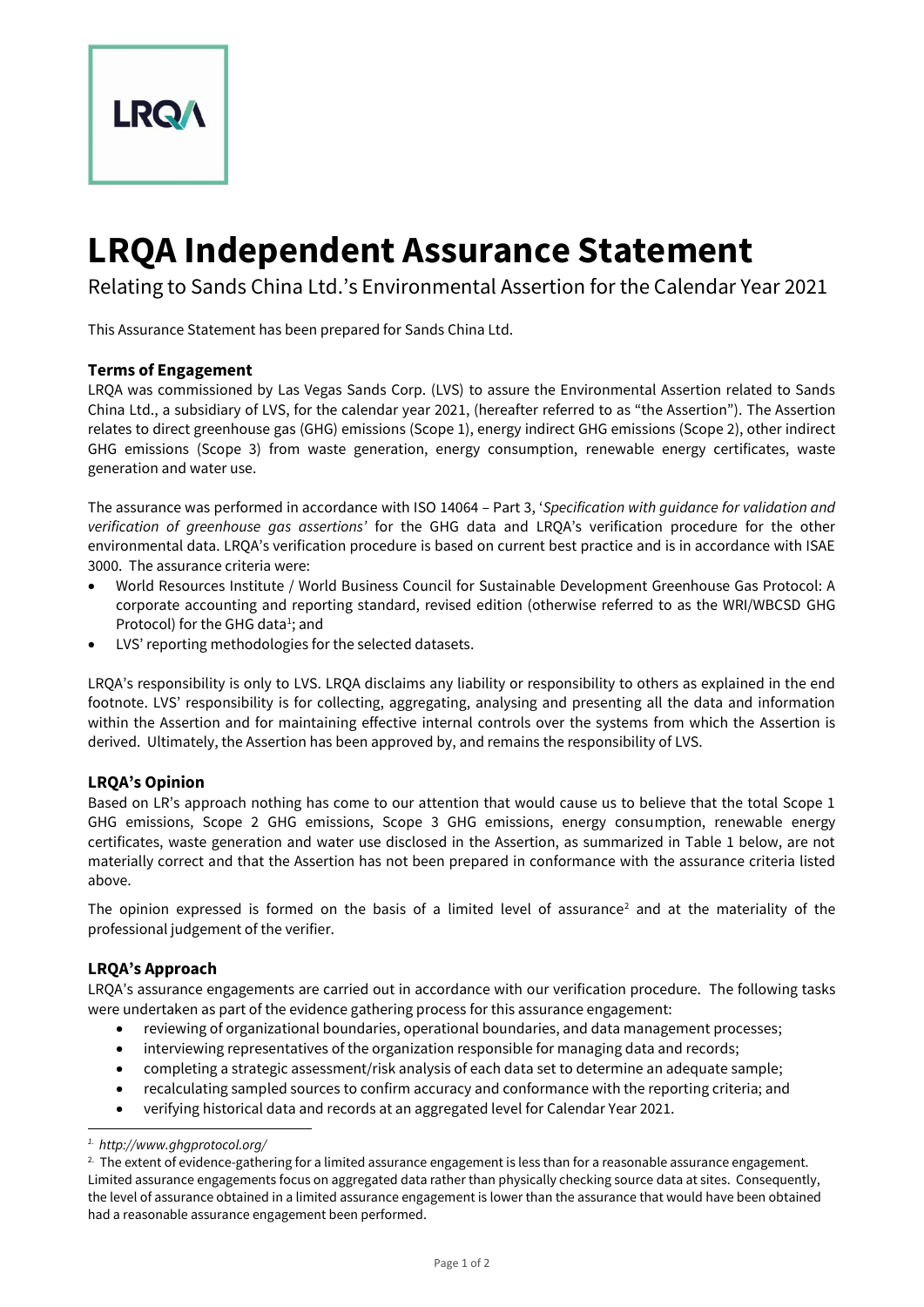LRQA

# LRQA Independent Assurance Statement

Relating to Sands China Ltd.'s Environmental Assertion for the Calendar Year 2021

This Assurance Statement has been prepared for Sands China Ltd.

### Terms of Engagement

LRQA was commissioned by Las Vegas Sands Corp. (LVS) to assure the Environmental Assertion related to Sands China Ltd., a subsidiary of LVS, for the calendar year 2021, (hereafter referred to as "the Assertion"). The Assertion relates to direct greenhouse gas (GHG) emissions (Scope 1), energy indirect GHG emissions (Scope 2), other indirect GHG emissions (Scope 3) from waste generation, energy consumption, renewable energy certificates, waste generation and water use.

The assurance was performed in accordance with ISO 14064 – Part 3, '*Specification with guidance for validation and verification of greenhouse gas assertions'* for the GHG data and LRQA's verification procedure for the other environmental data. LRQA's verification procedure is based on current best practice and is in accordance with ISAE 3000. The assurance criteria were:

- World Resources Institute / World Business Council for Sustainable Development Greenhouse Gas Protocol: A corporate accounting and reporting standard, revised edition (otherwise referred to as the WRI/WBCSD GHG Protocol) for the GHG data[1]; and
- LVS' reporting methodologies for the selected datasets.

LRQA's responsibility is only to LVS. LRQA disclaims any liability or responsibility to others as explained in the end footnote. LVS' responsibility is for collecting, aggregating, analysing and presenting all the data and information within the Assertion and for maintaining effective internal controls over the systems from which the Assertion is derived. Ultimately, the Assertion has been approved by, and remains the responsibility of LVS.

### LRQA's Opinion

Based on LR's approach nothing has come to our attention that would cause us to believe that the total Scope 1 GHG emissions, Scope 2 GHG emissions, Scope 3 GHG emissions, energy consumption, renewable energy certificates, waste generation and water use disclosed in the Assertion, as summarized in Table 1 below, are not materially correct and that the Assertion has not been prepared in conformance with the assurance criteria listed above.

The opinion expressed is formed on the basis of a limited level of assurance[2] and at the materiality of the professional judgement of the verifier.

### LRQA's Approach

LRQA's assurance engagements are carried out in accordance with our verification procedure. The following tasks were undertaken as part of the evidence gathering process for this assurance engagement:

- reviewing of organizational boundaries, operational boundaries, and data management processes;
- interviewing representatives of the organization responsible for managing data and records;
- completing a strategic assessment/risk analysis of each data set to determine an adequate sample;
- recalculating sampled sources to confirm accuracy and conformance with the reporting criteria; and
- verifying historical data and records at an aggregated level for Calendar Year 2021.

---

[1] *http://www.ghgprotocol.org/*

[2] The extent of evidence-gathering for a limited assurance engagement is less than for a reasonable assurance engagement. Limited assurance engagements focus on aggregated data rather than physically checking source data at sites. Consequently, the level of assurance obtained in a limited assurance engagement is lower than the assurance that would have been obtained had a reasonable assurance engagement been performed.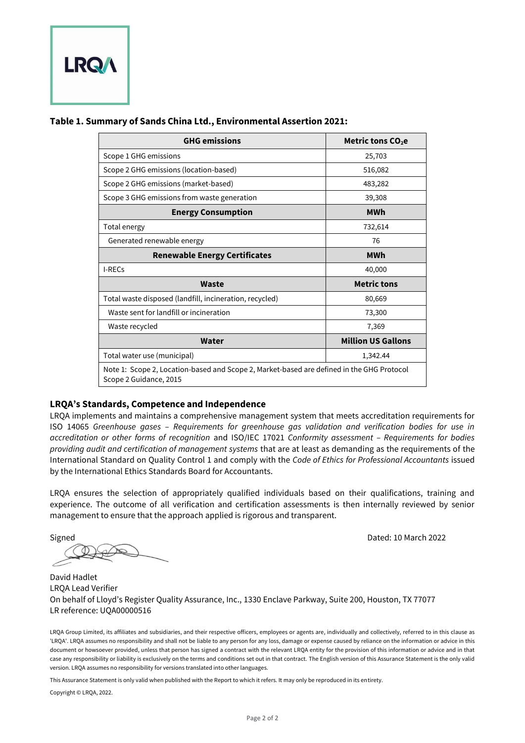### Table 1. Summary of Sands China Ltd., Environmental Assertion 2021:

| GHG emissions | Metric tons $CO_2e$ |
|---|---|
| Scope 1 GHG emissions | 25,703 |
| Scope 2 GHG emissions (location-based) | 516,082 |
| Scope 2 GHG emissions (market-based) | 483,282 |
| Scope 3 GHG emissions from waste generation | 39,308 |
| **Energy Consumption** | **MWh** |
| Total energy | 732,614 |
| Generated renewable energy | 76 |
| **Renewable Energy Certificates** | **MWh** |
| I-RECs | 40,000 |
| **Waste** | **Metric tons** |
| Total waste disposed (landfill, incineration, recycled) | 80,669 |
| Waste sent for landfill or incineration | 73,300 |
| Waste recycled | 7,369 |
| **Water** | **Million US Gallons** |
| Total water use (municipal) | 1,342.44 |
| Note 1: Scope 2, Location-based and Scope 2, Market-based are defined in the GHG Protocol Scope 2 Guidance, 2015 | |

### LRQA's Standards, Competence and Independence

LRQA implements and maintains a comprehensive management system that meets accreditation requirements for ISO 14065 *Greenhouse gases – Requirements for greenhouse gas validation and verification bodies for use in accreditation or other forms of recognition* and ISO/IEC 17021 *Conformity assessment – Requirements for bodies providing audit and certification of management systems* that are at least as demanding as the requirements of the International Standard on Quality Control 1 and comply with the *Code of Ethics for Professional Accountants* issued by the International Ethics Standards Board for Accountants.

LRQA ensures the selection of appropriately qualified individuals based on their qualifications, training and experience. The outcome of all verification and certification assessments is then internally reviewed by senior management to ensure that the approach applied is rigorous and transparent.

Signed

Dated: 10 March 2022

David Hadlet
LRQA Lead Verifier
On behalf of Lloyd's Register Quality Assurance, Inc., 1330 Enclave Parkway, Suite 200, Houston, TX 77077
LR reference: UQA00000516

LRQA Group Limited, its affiliates and subsidiaries, and their respective officers, employees or agents are, individually and collectively, referred to in this clause as 'LRQA'. LRQA assumes no responsibility and shall not be liable to any person for any loss, damage or expense caused by reliance on the information or advice in this document or howsoever provided, unless that person has signed a contract with the relevant LRQA entity for the provision of this information or advice and in that case any responsibility or liability is exclusively on the terms and conditions set out in that contract. The English version of this Assurance Statement is the only valid version. LRQA assumes no responsibility for versions translated into other languages.

This Assurance Statement is only valid when published with the Report to which it refers. It may only be reproduced in its entirety.

Copyright © LRQA, 2022.